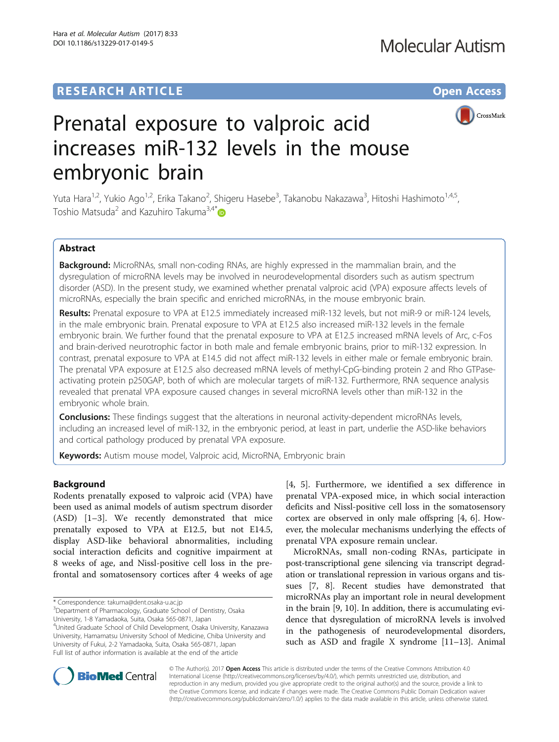RESEARCH ARTICLE

Open Access

# Prenatal exposure to valproic acid increases miR-132 levels in the mouse embryonic brain

Yuta Hara[1,2], Yukio Ago[1,2], Erika Takano[2], Shigeru Hasebe[3], Takanobu Nakazawa[3], Hitoshi Hashimoto[1,4,5], Toshio Matsuda[2] and Kazuhiro Takuma[3,4*]

## Abstract

**Background:** MicroRNAs, small non-coding RNAs, are highly expressed in the mammalian brain, and the dysregulation of microRNA levels may be involved in neurodevelopmental disorders such as autism spectrum disorder (ASD). In the present study, we examined whether prenatal valproic acid (VPA) exposure affects levels of microRNAs, especially the brain specific and enriched microRNAs, in the mouse embryonic brain.

**Results:** Prenatal exposure to VPA at E12.5 immediately increased miR-132 levels, but not miR-9 or miR-124 levels, in the male embryonic brain. Prenatal exposure to VPA at E12.5 also increased miR-132 levels in the female embryonic brain. We further found that the prenatal exposure to VPA at E12.5 increased mRNA levels of Arc, c-Fos and brain-derived neurotrophic factor in both male and female embryonic brains, prior to miR-132 expression. In contrast, prenatal exposure to VPA at E14.5 did not affect miR-132 levels in either male or female embryonic brain. The prenatal VPA exposure at E12.5 also decreased mRNA levels of methyl-CpG-binding protein 2 and Rho GTPase-activating protein p250GAP, both of which are molecular targets of miR-132. Furthermore, RNA sequence analysis revealed that prenatal VPA exposure caused changes in several microRNA levels other than miR-132 in the embryonic whole brain.

**Conclusions:** These findings suggest that the alterations in neuronal activity-dependent microRNAs levels, including an increased level of miR-132, in the embryonic period, at least in part, underlie the ASD-like behaviors and cortical pathology produced by prenatal VPA exposure.

**Keywords:** Autism mouse model, Valproic acid, MicroRNA, Embryonic brain

## Background

Rodents prenatally exposed to valproic acid (VPA) have been used as animal models of autism spectrum disorder (ASD) [1–3]. We recently demonstrated that mice prenatally exposed to VPA at E12.5, but not E14.5, display ASD-like behavioral abnormalities, including social interaction deficits and cognitive impairment at 8 weeks of age, and Nissl-positive cell loss in the prefrontal and somatosensory cortices after 4 weeks of age [4, 5]. Furthermore, we identified a sex difference in prenatal VPA-exposed mice, in which social interaction deficits and Nissl-positive cell loss in the somatosensory cortex are observed in only male offspring [4, 6]. However, the molecular mechanisms underlying the effects of prenatal VPA exposure remain unclear.

MicroRNAs, small non-coding RNAs, participate in post-transcriptional gene silencing via transcript degradation or translational repression in various organs and tissues [7, 8]. Recent studies have demonstrated that microRNAs play an important role in neural development in the brain [9, 10]. In addition, there is accumulating evidence that dysregulation of microRNA levels is involved in the pathogenesis of neurodevelopmental disorders, such as ASD and fragile X syndrome [11–13]. Animal

\* Correspondence: takuma@dent.osaka-u.ac.jp
[3]Department of Pharmacology, Graduate School of Dentistry, Osaka University, 1-8 Yamadaoka, Suita, Osaka 565-0871, Japan
[4]United Graduate School of Child Development, Osaka University, Kanazawa University, Hamamatsu University School of Medicine, Chiba University and University of Fukui, 2-2 Yamadaoka, Suita, Osaka 565-0871, Japan
Full list of author information is available at the end of the article

© The Author(s). 2017 **Open Access** This article is distributed under the terms of the Creative Commons Attribution 4.0 International License (http://creativecommons.org/licenses/by/4.0/), which permits unrestricted use, distribution, and reproduction in any medium, provided you give appropriate credit to the original author(s) and the source, provide a link to the Creative Commons license, and indicate if changes were made. The Creative Commons Public Domain Dedication waiver (http://creativecommons.org/publicdomain/zero/1.0/) applies to the data made available in this article, unless otherwise stated.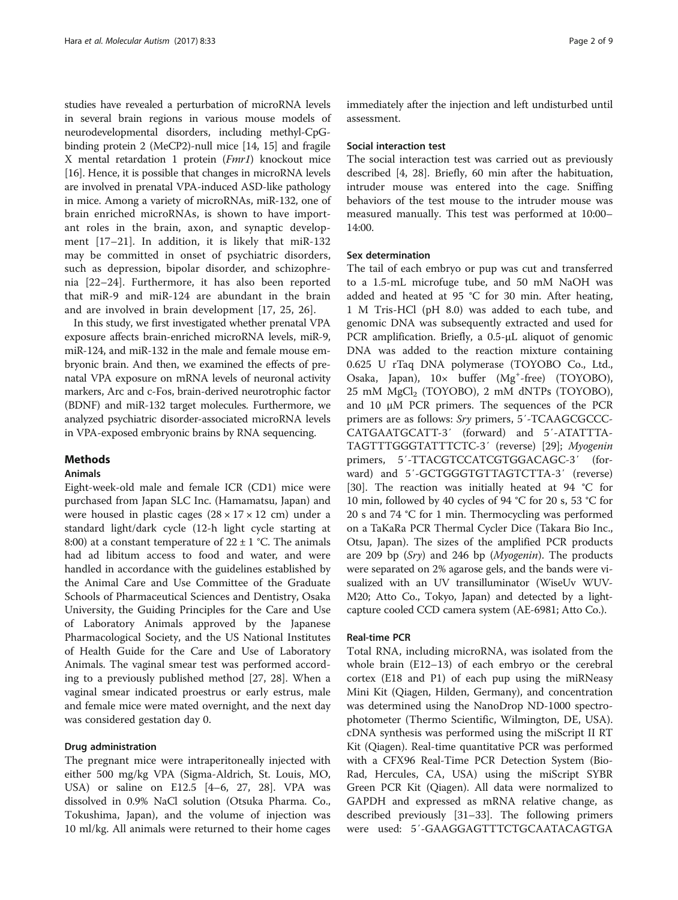studies have revealed a perturbation of microRNA levels in several brain regions in various mouse models of neurodevelopmental disorders, including methyl-CpG-binding protein 2 (MeCP2)-null mice [14, 15] and fragile X mental retardation 1 protein (*Fmr1*) knockout mice [16]. Hence, it is possible that changes in microRNA levels are involved in prenatal VPA-induced ASD-like pathology in mice. Among a variety of microRNAs, miR-132, one of brain enriched microRNAs, is shown to have important roles in the brain, axon, and synaptic development [17–21]. In addition, it is likely that miR-132 may be committed in onset of psychiatric disorders, such as depression, bipolar disorder, and schizophrenia [22–24]. Furthermore, it has also been reported that miR-9 and miR-124 are abundant in the brain and are involved in brain development [17, 25, 26].

In this study, we first investigated whether prenatal VPA exposure affects brain-enriched microRNA levels, miR-9, miR-124, and miR-132 in the male and female mouse embryonic brain. And then, we examined the effects of prenatal VPA exposure on mRNA levels of neuronal activity markers, Arc and c-Fos, brain-derived neurotrophic factor (BDNF) and miR-132 target molecules. Furthermore, we analyzed psychiatric disorder-associated microRNA levels in VPA-exposed embryonic brains by RNA sequencing.

## Methods

### Animals

Eight-week-old male and female ICR (CD1) mice were purchased from Japan SLC Inc. (Hamamatsu, Japan) and were housed in plastic cages (28 × 17 × 12 cm) under a standard light/dark cycle (12-h light cycle starting at 8:00) at a constant temperature of 22 ± 1 °C. The animals had ad libitum access to food and water, and were handled in accordance with the guidelines established by the Animal Care and Use Committee of the Graduate Schools of Pharmaceutical Sciences and Dentistry, Osaka University, the Guiding Principles for the Care and Use of Laboratory Animals approved by the Japanese Pharmacological Society, and the US National Institutes of Health Guide for the Care and Use of Laboratory Animals. The vaginal smear test was performed according to a previously published method [27, 28]. When a vaginal smear indicated proestrus or early estrus, male and female mice were mated overnight, and the next day was considered gestation day 0.

### Drug administration

The pregnant mice were intraperitoneally injected with either 500 mg/kg VPA (Sigma-Aldrich, St. Louis, MO, USA) or saline on E12.5 [4–6, 27, 28]. VPA was dissolved in 0.9% NaCl solution (Otsuka Pharma. Co., Tokushima, Japan), and the volume of injection was 10 ml/kg. All animals were returned to their home cages immediately after the injection and left undisturbed until assessment.

### Social interaction test

The social interaction test was carried out as previously described [4, 28]. Briefly, 60 min after the habituation, intruder mouse was entered into the cage. Sniffing behaviors of the test mouse to the intruder mouse was measured manually. This test was performed at 10:00–14:00.

### Sex determination

The tail of each embryo or pup was cut and transferred to a 1.5-mL microfuge tube, and 50 mM NaOH was added and heated at 95 °C for 30 min. After heating, 1 M Tris-HCl (pH 8.0) was added to each tube, and genomic DNA was subsequently extracted and used for PCR amplification. Briefly, a 0.5-μL aliquot of genomic DNA was added to the reaction mixture containing 0.625 U rTaq DNA polymerase (TOYOBO Co., Ltd., Osaka, Japan), 10× buffer ($Mg^{+}$-free) (TOYOBO), 25 mM $MgCl_2$ (TOYOBO), 2 mM dNTPs (TOYOBO), and 10 μM PCR primers. The sequences of the PCR primers are as follows: *Sry* primers, 5′-TCAAGCGCCCCATGAATGCATT-3′ (forward) and 5′-ATATTTATAGTTTGGGTATTTCTC-3′ (reverse) [29]; *Myogenin* primers, 5′-TTACGTCCATCGTGGACAGC-3′ (forward) and 5′-GCTGGGTGTTAGTCTTA-3′ (reverse) [30]. The reaction was initially heated at 94 °C for 10 min, followed by 40 cycles of 94 °C for 20 s, 53 °C for 20 s and 74 °C for 1 min. Thermocycling was performed on a TaKaRa PCR Thermal Cycler Dice (Takara Bio Inc., Otsu, Japan). The sizes of the amplified PCR products are 209 bp (*Sry*) and 246 bp (*Myogenin*). The products were separated on 2% agarose gels, and the bands were visualized with an UV transilluminator (WiseUv WUV-M20; Atto Co., Tokyo, Japan) and detected by a light-capture cooled CCD camera system (AE-6981; Atto Co.).

### Real-time PCR

Total RNA, including microRNA, was isolated from the whole brain (E12–13) of each embryo or the cerebral cortex (E18 and P1) of each pup using the miRNeasy Mini Kit (Qiagen, Hilden, Germany), and concentration was determined using the NanoDrop ND-1000 spectrophotometer (Thermo Scientific, Wilmington, DE, USA). cDNA synthesis was performed using the miScript II RT Kit (Qiagen). Real-time quantitative PCR was performed with a CFX96 Real-Time PCR Detection System (Bio-Rad, Hercules, CA, USA) using the miScript SYBR Green PCR Kit (Qiagen). All data were normalized to GAPDH and expressed as mRNA relative change, as described previously [31–33]. The following primers were used: 5′-GAAGGAGTTTCTGCAATACAGTGA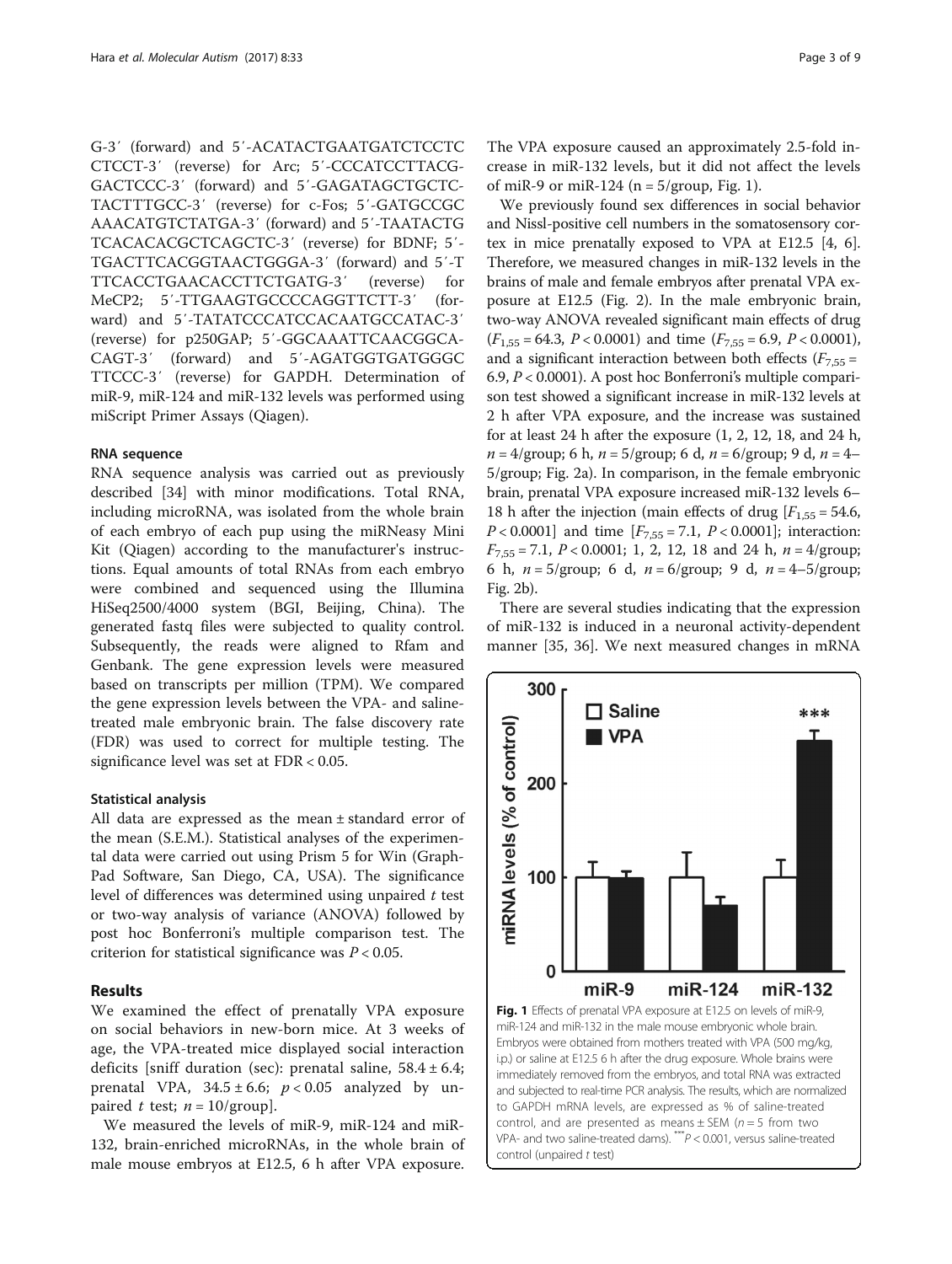G-3′ (forward) and 5′-ACATACTGAATGATCTCCTC CTCCT-3′ (reverse) for Arc; 5′-CCCATCCTTACG-GACTCCC-3′ (forward) and 5′-GAGATAGCTGCTC-TACTTTGCC-3′ (reverse) for c-Fos; 5′-GATGCCGC AAACATGTCTATGA-3′ (forward) and 5′-TAATACTG TCACACACGCTCAGCTC-3′ (reverse) for BDNF; 5′-TGACTTCACGGTAACTGGGA-3′ (forward) and 5′-T TTCACCTGAACACCTTCTGATG-3′ (reverse) for MeCP2; 5′-TTGAAGTGCCCCAGGTTCTT-3′ (forward) and 5′-TATATCCCATCCACAATGCCATAC-3′ (reverse) for p250GAP; 5′-GGCAAATTCAACGGCA-CAGT-3′ (forward) and 5′-AGATGGTGATGGGC TTCCC-3′ (reverse) for GAPDH. Determination of miR-9, miR-124 and miR-132 levels was performed using miScript Primer Assays (Qiagen).

### RNA sequence

RNA sequence analysis was carried out as previously described [34] with minor modifications. Total RNA, including microRNA, was isolated from the whole brain of each embryo of each pup using the miRNeasy Mini Kit (Qiagen) according to the manufacturer's instructions. Equal amounts of total RNAs from each embryo were combined and sequenced using the Illumina HiSeq2500/4000 system (BGI, Beijing, China). The generated fastq files were subjected to quality control. Subsequently, the reads were aligned to Rfam and Genbank. The gene expression levels were measured based on transcripts per million (TPM). We compared the gene expression levels between the VPA- and saline-treated male embryonic brain. The false discovery rate (FDR) was used to correct for multiple testing. The significance level was set at FDR < 0.05.

### Statistical analysis

All data are expressed as the mean ± standard error of the mean (S.E.M.). Statistical analyses of the experimental data were carried out using Prism 5 for Win (GraphPad Software, San Diego, CA, USA). The significance level of differences was determined using unpaired *t* test or two-way analysis of variance (ANOVA) followed by post hoc Bonferroni's multiple comparison test. The criterion for statistical significance was $P < 0.05$.

## Results

We examined the effect of prenatally VPA exposure on social behaviors in new-born mice. At 3 weeks of age, the VPA-treated mice displayed social interaction deficits [sniff duration (sec): prenatal saline, 58.4 ± 6.4; prenatal VPA, 34.5 ± 6.6; $p < 0.05$ analyzed by unpaired *t* test; $n = 10$/group].

We measured the levels of miR-9, miR-124 and miR-132, brain-enriched microRNAs, in the whole brain of male mouse embryos at E12.5, 6 h after VPA exposure. The VPA exposure caused an approximately 2.5-fold increase in miR-132 levels, but it did not affect the levels of miR-9 or miR-124 (n = 5/group, Fig. 1).

We previously found sex differences in social behavior and Nissl-positive cell numbers in the somatosensory cortex in mice prenatally exposed to VPA at E12.5 [4, 6]. Therefore, we measured changes in miR-132 levels in the brains of male and female embryos after prenatal VPA exposure at E12.5 (Fig. 2). In the male embryonic brain, two-way ANOVA revealed significant main effects of drug ($F_{1,55} = 64.3$, $P < 0.0001$) and time ($F_{7,55} = 6.9$, $P < 0.0001$), and a significant interaction between both effects ($F_{7,55} = 6.9$, $P < 0.0001$). A post hoc Bonferroni's multiple comparison test showed a significant increase in miR-132 levels at 2 h after VPA exposure, and the increase was sustained for at least 24 h after the exposure (1, 2, 12, 18, and 24 h, $n = 4$/group; 6 h, $n = 5$/group; 6 d, $n = 6$/group; 9 d, $n = 4$–5/group; Fig. 2a). In comparison, in the female embryonic brain, prenatal VPA exposure increased miR-132 levels 6–18 h after the injection (main effects of drug [$F_{1,55} = 54.6$, $P < 0.0001$] and time [$F_{7,55} = 7.1$, $P < 0.0001$]; interaction: $F_{7,55} = 7.1$, $P < 0.0001$; 1, 2, 12, 18 and 24 h, $n = 4$/group; 6 h, $n = 5$/group; 6 d, $n = 6$/group; 9 d, $n = 4$–5/group; Fig. 2b).

There are several studies indicating that the expression of miR-132 is induced in a neuronal activity-dependent manner [35, 36]. We next measured changes in mRNA

**Fig. 1** Effects of prenatal VPA exposure at E12.5 on levels of miR-9, miR-124 and miR-132 in the male mouse embryonic whole brain. Embryos were obtained from mothers treated with VPA (500 mg/kg, i.p.) or saline at E12.5 6 h after the drug exposure. Whole brains were immediately removed from the embryos, and total RNA was extracted and subjected to real-time PCR analysis. The results, which are normalized to GAPDH mRNA levels, are expressed as % of saline-treated control, and are presented as means ± SEM ($n = 5$ from two VPA- and two saline-treated dams). ***$P < 0.001$, versus saline-treated control (unpaired *t* test)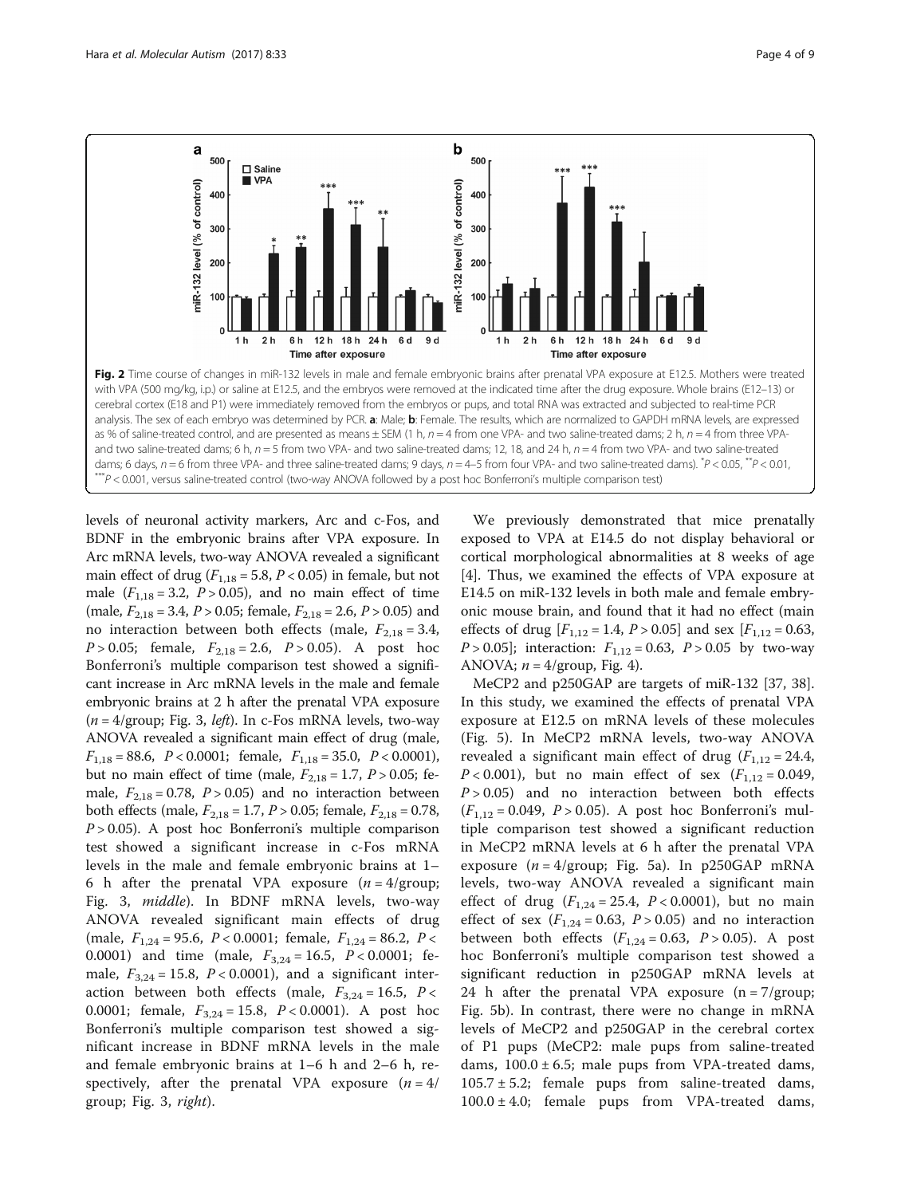Fig. 2 Time course of changes in miR-132 levels in male and female embryonic brains after prenatal VPA exposure at E12.5. Mothers were treated with VPA (500 mg/kg, i.p.) or saline at E12.5, and the embryos were removed at the indicated time after the drug exposure. Whole brains (E12–13) or cerebral cortex (E18 and P1) were immediately removed from the embryos or pups, and total RNA was extracted and subjected to real-time PCR analysis. The sex of each embryo was determined by PCR. **a**: Male; **b**: Female. The results, which are normalized to GAPDH mRNA levels, are expressed as % of saline-treated control, and are presented as means ± SEM (1 h, $n = 4$ from one VPA- and two saline-treated dams; 2 h, $n = 4$ from three VPA- and two saline-treated dams; 6 h, $n = 5$ from two VPA- and two saline-treated dams; 12, 18, and 24 h, $n = 4$ from two VPA- and two saline-treated dams; 6 days, $n = 6$ from three VPA- and three saline-treated dams; 9 days, $n = 4$–5 from four VPA- and two saline-treated dams). $^{*}P < 0.05$, $^{**}P < 0.01$, $^{***}P < 0.001$, versus saline-treated control (two-way ANOVA followed by a post hoc Bonferroni's multiple comparison test)

levels of neuronal activity markers, Arc and c-Fos, and BDNF in the embryonic brains after VPA exposure. In Arc mRNA levels, two-way ANOVA revealed a significant main effect of drug ($F_{1,18} = 5.8$, $P < 0.05$) in female, but not male ($F_{1,18} = 3.2$, $P > 0.05$), and no main effect of time (male, $F_{2,18} = 3.4$, $P > 0.05$; female, $F_{2,18} = 2.6$, $P > 0.05$) and no interaction between both effects (male, $F_{2,18} = 3.4$, $P > 0.05$; female, $F_{2,18} = 2.6$, $P > 0.05$). A post hoc Bonferroni's multiple comparison test showed a significant increase in Arc mRNA levels in the male and female embryonic brains at 2 h after the prenatal VPA exposure ($n = 4$/group; Fig. 3, *left*). In c-Fos mRNA levels, two-way ANOVA revealed a significant main effect of drug (male, $F_{1,18} = 88.6$, $P < 0.0001$; female, $F_{1,18} = 35.0$, $P < 0.0001$), but no main effect of time (male, $F_{2,18} = 1.7$, $P > 0.05$; female, $F_{2,18} = 0.78$, $P > 0.05$) and no interaction between both effects (male, $F_{2,18} = 1.7$, $P > 0.05$; female, $F_{2,18} = 0.78$, $P > 0.05$). A post hoc Bonferroni's multiple comparison test showed a significant increase in c-Fos mRNA levels in the male and female embryonic brains at 1–6 h after the prenatal VPA exposure ($n = 4$/group; Fig. 3, *middle*). In BDNF mRNA levels, two-way ANOVA revealed significant main effects of drug (male, $F_{1,24} = 95.6$, $P < 0.0001$; female, $F_{1,24} = 86.2$, $P < 0.0001$) and time (male, $F_{3,24} = 16.5$, $P < 0.0001$; female, $F_{3,24} = 15.8$, $P < 0.0001$), and a significant interaction between both effects (male, $F_{3,24} = 16.5$, $P < 0.0001$; female, $F_{3,24} = 15.8$, $P < 0.0001$). A post hoc Bonferroni's multiple comparison test showed a significant increase in BDNF mRNA levels in the male and female embryonic brains at 1–6 h and 2–6 h, respectively, after the prenatal VPA exposure ($n = 4$/group; Fig. 3, *right*).

We previously demonstrated that mice prenatally exposed to VPA at E14.5 do not display behavioral or cortical morphological abnormalities at 8 weeks of age [4]. Thus, we examined the effects of VPA exposure at E14.5 on miR-132 levels in both male and female embryonic mouse brain, and found that it had no effect (main effects of drug [$F_{1,12} = 1.4$, $P > 0.05$] and sex [$F_{1,12} = 0.63$, $P > 0.05$]; interaction: $F_{1,12} = 0.63$, $P > 0.05$ by two-way ANOVA; $n = 4$/group, Fig. 4).

MeCP2 and p250GAP are targets of miR-132 [37, 38]. In this study, we examined the effects of prenatal VPA exposure at E12.5 on mRNA levels of these molecules (Fig. 5). In MeCP2 mRNA levels, two-way ANOVA revealed a significant main effect of drug ($F_{1,12} = 24.4$, $P < 0.001$), but no main effect of sex ($F_{1,12} = 0.049$, $P > 0.05$) and no interaction between both effects ($F_{1,12} = 0.049$, $P > 0.05$). A post hoc Bonferroni's multiple comparison test showed a significant reduction in MeCP2 mRNA levels at 6 h after the prenatal VPA exposure ($n = 4$/group; Fig. 5a). In p250GAP mRNA levels, two-way ANOVA revealed a significant main effect of drug ($F_{1,24} = 25.4$, $P < 0.0001$), but no main effect of sex ($F_{1,24} = 0.63$, $P > 0.05$) and no interaction between both effects ($F_{1,24} = 0.63$, $P > 0.05$). A post hoc Bonferroni's multiple comparison test showed a significant reduction in p250GAP mRNA levels at 24 h after the prenatal VPA exposure ($n = 7$/group; Fig. 5b). In contrast, there were no change in mRNA levels of MeCP2 and p250GAP in the cerebral cortex of P1 pups (MeCP2: male pups from saline-treated dams, $100.0 \pm 6.5$; male pups from VPA-treated dams, $105.7 \pm 5.2$; female pups from saline-treated dams, $100.0 \pm 4.0$; female pups from VPA-treated dams,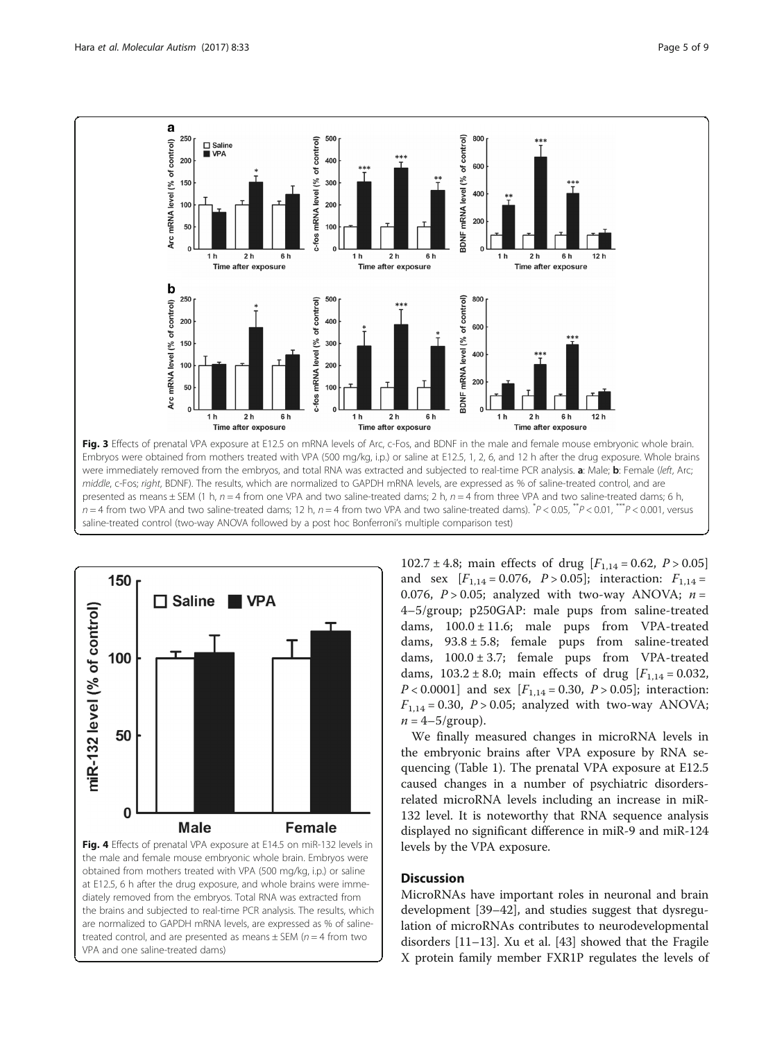**Fig. 3** Effects of prenatal VPA exposure at E12.5 on mRNA levels of Arc, c-Fos, and BDNF in the male and female mouse embryonic whole brain. Embryos were obtained from mothers treated with VPA (500 mg/kg, i.p.) or saline at E12.5, 1, 2, 6, and 12 h after the drug exposure. Whole brains were immediately removed from the embryos, and total RNA was extracted and subjected to real-time PCR analysis. **a**: Male; **b**: Female (*left*, Arc; *middle*, c-Fos; *right*, BDNF). The results, which are normalized to GAPDH mRNA levels, are expressed as % of saline-treated control, and are presented as means ± SEM (1 h, $n = 4$ from one VPA and two saline-treated dams; 2 h, $n = 4$ from three VPA and two saline-treated dams; 6 h, $n = 4$ from two VPA and two saline-treated dams; 12 h, $n = 4$ from two VPA and two saline-treated dams). $^{*}P < 0.05$, $^{**}P < 0.01$, $^{***}P < 0.001$, versus saline-treated control (two-way ANOVA followed by a post hoc Bonferroni's multiple comparison test)

**Fig. 4** Effects of prenatal VPA exposure at E14.5 on miR-132 levels in the male and female mouse embryonic whole brain. Embryos were obtained from mothers treated with VPA (500 mg/kg, i.p.) or saline at E12.5, 6 h after the drug exposure, and whole brains were immediately removed from the embryos. Total RNA was extracted from the brains and subjected to real-time PCR analysis. The results, which are normalized to GAPDH mRNA levels, are expressed as % of saline-treated control, and are presented as means ± SEM ($n = 4$ from two VPA and one saline-treated dams)

102.7 ± 4.8; main effects of drug [$F_{1,14} = 0.62$, $P > 0.05$] and sex [$F_{1,14} = 0.076$, $P > 0.05$]; interaction: $F_{1,14} = 0.076$, $P > 0.05$; analyzed with two-way ANOVA; $n = 4$–5/group; p250GAP: male pups from saline-treated dams, 100.0 ± 11.6; male pups from VPA-treated dams, 93.8 ± 5.8; female pups from saline-treated dams, 100.0 ± 3.7; female pups from VPA-treated dams, 103.2 ± 8.0; main effects of drug [$F_{1,14} = 0.032$, $P < 0.0001$] and sex [$F_{1,14} = 0.30$, $P > 0.05$]; interaction: $F_{1,14} = 0.30$, $P > 0.05$; analyzed with two-way ANOVA; $n = 4$–5/group).

We finally measured changes in microRNA levels in the embryonic brains after VPA exposure by RNA sequencing (Table 1). The prenatal VPA exposure at E12.5 caused changes in a number of psychiatric disorders-related microRNA levels including an increase in miR-132 level. It is noteworthy that RNA sequence analysis displayed no significant difference in miR-9 and miR-124 levels by the VPA exposure.

## Discussion

MicroRNAs have important roles in neuronal and brain development [39–42], and studies suggest that dysregulation of microRNAs contributes to neurodevelopmental disorders [11–13]. Xu et al. [43] showed that the Fragile X protein family member FXR1P regulates the levels of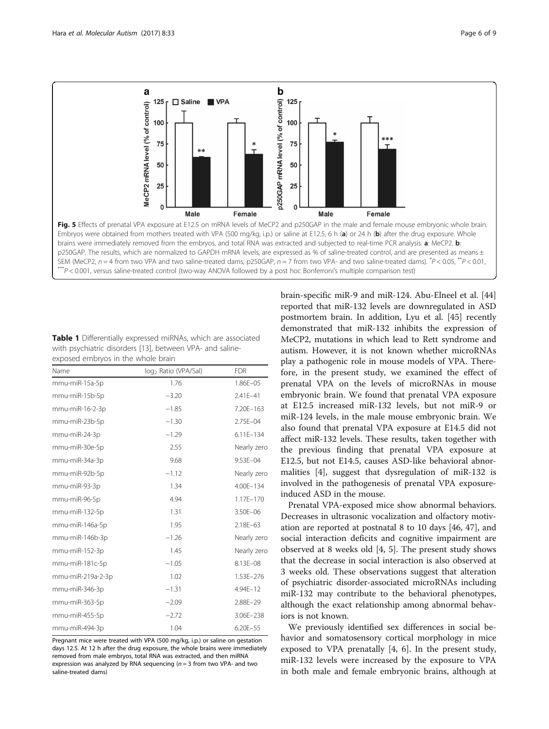**Fig. 5** Effects of prenatal VPA exposure at E12.5 on mRNA levels of MeCP2 and p250GAP in the male and female mouse embryonic whole brain. Embryos were obtained from mothers treated with VPA (500 mg/kg, i.p.) or saline at E12.5, 6 h (**a**) or 24 h (**b**) after the drug exposure. Whole brains were immediately removed from the embryos, and total RNA was extracted and subjected to real-time PCR analysis. **a**: MeCP2. **b**: p250GAP. The results, which are normalized to GAPDH mRNA levels, are expressed as % of saline-treated control, and are presented as means ± SEM (MeCP2, $n = 4$ from two VPA and two saline-treated dams; p250GAP, $n = 7$ from two VPA- and two saline-treated dams). \*$P < 0.05$, \*\*$P < 0.01$, \*\*\*$P < 0.001$, versus saline-treated control (two-way ANOVA followed by a post hoc Bonferroni's multiple comparison test)

**Table 1** Differentially expressed miRNAs, which are associated with psychiatric disorders [13], between VPA- and saline-exposed embryos in the whole brain

| Name | $\log_2$ Ratio (VPA/Sal) | FDR |
|---|---|---|
| mmu-miR-15a-5p | 1.76 | 1.86E–05 |
| mmu-miR-15b-5p | −3.20 | 2.41E–41 |
| mmu-miR-16-2-3p | −1.85 | 7.20E–163 |
| mmu-miR-23b-5p | −1.30 | 2.75E–04 |
| mmu-miR-24-3p | −1.29 | 6.11E–134 |
| mmu-miR-30e-5p | 2.55 | Nearly zero |
| mmu-miR-34a-3p | 9.68 | 9.53E–04 |
| mmu-miR-92b-5p | −1.12 | Nearly zero |
| mmu-miR-93-3p | 1.34 | 4.00E–134 |
| mmu-miR-96-5p | 4.94 | 1.17E–170 |
| mmu-miR-132-5p | 1.31 | 3.50E–06 |
| mmu-miR-146a-5p | 1.95 | 2.18E–63 |
| mmu-miR-146b-3p | −1.26 | Nearly zero |
| mmu-miR-152-3p | 1.45 | Nearly zero |
| mmu-miR-181c-5p | −1.05 | 8.13E–08 |
| mmu-miR-219a-2-3p | 1.02 | 1.53E–276 |
| mmu-miR-346-3p | −1.31 | 4.94E–12 |
| mmu-miR-363-5p | −2.09 | 2.88E–29 |
| mmu-miR-455-5p | −2.72 | 3.06E–238 |
| mmu-miR-494-3p | 1.04 | 6.20E–55 |

Pregnant mice were treated with VPA (500 mg/kg, i.p.) or saline on gestation days 12.5. At 12 h after the drug exposure, the whole brains were immediately removed from male embryos, total RNA was extracted, and then miRNA expression was analyzed by RNA sequencing ($n = 3$ from two VPA- and two saline-treated dams)

brain-specific miR-9 and miR-124. Abu-Elneel et al. [44] reported that miR-132 levels are downregulated in ASD postmortem brain. In addition, Lyu et al. [45] recently demonstrated that miR-132 inhibits the expression of MeCP2, mutations in which lead to Rett syndrome and autism. However, it is not known whether microRNAs play a pathogenic role in mouse models of VPA. Therefore, in the present study, we examined the effect of prenatal VPA on the levels of microRNAs in mouse embryonic brain. We found that prenatal VPA exposure at E12.5 increased miR-132 levels, but not miR-9 or miR-124 levels, in the male mouse embryonic brain. We also found that prenatal VPA exposure at E14.5 did not affect miR-132 levels. These results, taken together with the previous finding that prenatal VPA exposure at E12.5, but not E14.5, causes ASD-like behavioral abnormalities [4], suggest that dysregulation of miR-132 is involved in the pathogenesis of prenatal VPA exposure-induced ASD in the mouse.

Prenatal VPA-exposed mice show abnormal behaviors. Decreases in ultrasonic vocalization and olfactory motivation are reported at postnatal 8 to 10 days [46, 47], and social interaction deficits and cognitive impairment are observed at 8 weeks old [4, 5]. The present study shows that the decrease in social interaction is also observed at 3 weeks old. These observations suggest that alteration of psychiatric disorder-associated microRNAs including miR-132 may contribute to the behavioral phenotypes, although the exact relationship among abnormal behaviors is not known.

We previously identified sex differences in social behavior and somatosensory cortical morphology in mice exposed to VPA prenatally [4, 6]. In the present study, miR-132 levels were increased by the exposure to VPA in both male and female embryonic brains, although at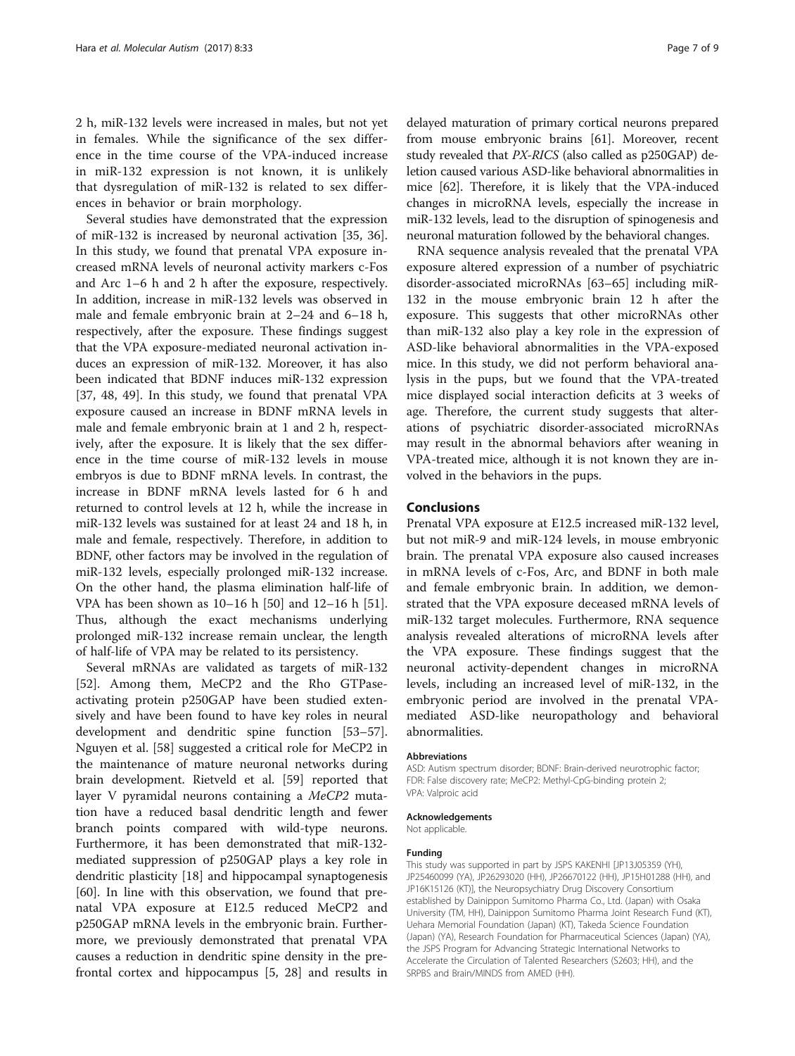2 h, miR-132 levels were increased in males, but not yet in females. While the significance of the sex difference in the time course of the VPA-induced increase in miR-132 expression is not known, it is unlikely that dysregulation of miR-132 is related to sex differences in behavior or brain morphology.

Several studies have demonstrated that the expression of miR-132 is increased by neuronal activation [35, 36]. In this study, we found that prenatal VPA exposure increased mRNA levels of neuronal activity markers c-Fos and Arc 1–6 h and 2 h after the exposure, respectively. In addition, increase in miR-132 levels was observed in male and female embryonic brain at 2–24 and 6–18 h, respectively, after the exposure. These findings suggest that the VPA exposure-mediated neuronal activation induces an expression of miR-132. Moreover, it has also been indicated that BDNF induces miR-132 expression [37, 48, 49]. In this study, we found that prenatal VPA exposure caused an increase in BDNF mRNA levels in male and female embryonic brain at 1 and 2 h, respectively, after the exposure. It is likely that the sex difference in the time course of miR-132 levels in mouse embryos is due to BDNF mRNA levels. In contrast, the increase in BDNF mRNA levels lasted for 6 h and returned to control levels at 12 h, while the increase in miR-132 levels was sustained for at least 24 and 18 h, in male and female, respectively. Therefore, in addition to BDNF, other factors may be involved in the regulation of miR-132 levels, especially prolonged miR-132 increase. On the other hand, the plasma elimination half-life of VPA has been shown as 10–16 h [50] and 12–16 h [51]. Thus, although the exact mechanisms underlying prolonged miR-132 increase remain unclear, the length of half-life of VPA may be related to its persistency.

Several mRNAs are validated as targets of miR-132 [52]. Among them, MeCP2 and the Rho GTPase-activating protein p250GAP have been studied extensively and have been found to have key roles in neural development and dendritic spine function [53–57]. Nguyen et al. [58] suggested a critical role for MeCP2 in the maintenance of mature neuronal networks during brain development. Rietveld et al. [59] reported that layer V pyramidal neurons containing a *MeCP2* mutation have a reduced basal dendritic length and fewer branch points compared with wild-type neurons. Furthermore, it has been demonstrated that miR-132-mediated suppression of p250GAP plays a key role in dendritic plasticity [18] and hippocampal synaptogenesis [60]. In line with this observation, we found that prenatal VPA exposure at E12.5 reduced MeCP2 and p250GAP mRNA levels in the embryonic brain. Furthermore, we previously demonstrated that prenatal VPA causes a reduction in dendritic spine density in the prefrontal cortex and hippocampus [5, 28] and results in delayed maturation of primary cortical neurons prepared from mouse embryonic brains [61]. Moreover, recent study revealed that *PX-RICS* (also called as p250GAP) deletion caused various ASD-like behavioral abnormalities in mice [62]. Therefore, it is likely that the VPA-induced changes in microRNA levels, especially the increase in miR-132 levels, lead to the disruption of spinogenesis and neuronal maturation followed by the behavioral changes.

RNA sequence analysis revealed that the prenatal VPA exposure altered expression of a number of psychiatric disorder-associated microRNAs [63–65] including miR-132 in the mouse embryonic brain 12 h after the exposure. This suggests that other microRNAs other than miR-132 also play a key role in the expression of ASD-like behavioral abnormalities in the VPA-exposed mice. In this study, we did not perform behavioral analysis in the pups, but we found that the VPA-treated mice displayed social interaction deficits at 3 weeks of age. Therefore, the current study suggests that alterations of psychiatric disorder-associated microRNAs may result in the abnormal behaviors after weaning in VPA-treated mice, although it is not known they are involved in the behaviors in the pups.

## Conclusions

Prenatal VPA exposure at E12.5 increased miR-132 level, but not miR-9 and miR-124 levels, in mouse embryonic brain. The prenatal VPA exposure also caused increases in mRNA levels of c-Fos, Arc, and BDNF in both male and female embryonic brain. In addition, we demonstrated that the VPA exposure deceased mRNA levels of miR-132 target molecules. Furthermore, RNA sequence analysis revealed alterations of microRNA levels after the VPA exposure. These findings suggest that the neuronal activity-dependent changes in microRNA levels, including an increased level of miR-132, in the embryonic period are involved in the prenatal VPA-mediated ASD-like neuropathology and behavioral abnormalities.

#### Abbreviations

ASD: Autism spectrum disorder; BDNF: Brain-derived neurotrophic factor; FDR: False discovery rate; MeCP2: Methyl-CpG-binding protein 2; VPA: Valproic acid

#### Acknowledgements

Not applicable.

#### Funding

This study was supported in part by JSPS KAKENHI [JP13J05359 (YH), JP25460099 (YA), JP26293020 (HH), JP26670122 (HH), JP15H01288 (HH), and JP16K15126 (KT)], the Neuropsychiatry Drug Discovery Consortium established by Dainippon Sumitomo Pharma Co., Ltd. (Japan) with Osaka University (TM, HH), Dainippon Sumitomo Pharma Joint Research Fund (KT), Uehara Memorial Foundation (Japan) (KT), Takeda Science Foundation (Japan) (YA), Research Foundation for Pharmaceutical Sciences (Japan) (YA), the JSPS Program for Advancing Strategic International Networks to Accelerate the Circulation of Talented Researchers (S2603; HH), and the SRPBS and Brain/MINDS from AMED (HH).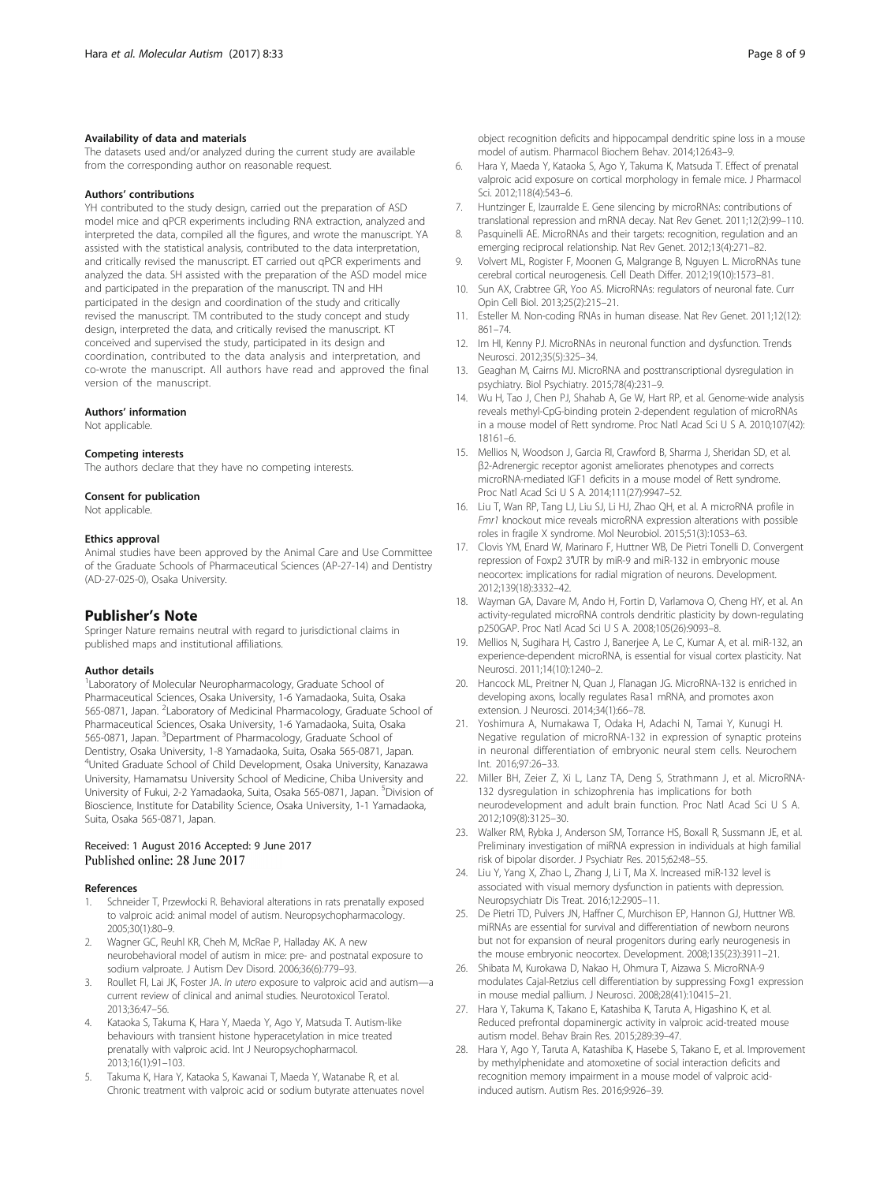#### Availability of data and materials

The datasets used and/or analyzed during the current study are available from the corresponding author on reasonable request.

#### Authors' contributions

YH contributed to the study design, carried out the preparation of ASD model mice and qPCR experiments including RNA extraction, analyzed and interpreted the data, compiled all the figures, and wrote the manuscript. YA assisted with the statistical analysis, contributed to the data interpretation, and critically revised the manuscript. ET carried out qPCR experiments and analyzed the data. SH assisted with the preparation of the ASD model mice and participated in the preparation of the manuscript. TN and HH participated in the design and coordination of the study and critically revised the manuscript. TM contributed to the study concept and study design, interpreted the data, and critically revised the manuscript. KT conceived and supervised the study, participated in its design and coordination, contributed to the data analysis and interpretation, and co-wrote the manuscript. All authors have read and approved the final version of the manuscript.

#### Authors' information

Not applicable.

#### Competing interests

The authors declare that they have no competing interests.

#### Consent for publication

Not applicable.

#### Ethics approval

Animal studies have been approved by the Animal Care and Use Committee of the Graduate Schools of Pharmaceutical Sciences (AP-27-14) and Dentistry (AD-27-025-0), Osaka University.

## Publisher's Note

Springer Nature remains neutral with regard to jurisdictional claims in published maps and institutional affiliations.

#### Author details

[1]Laboratory of Molecular Neuropharmacology, Graduate School of Pharmaceutical Sciences, Osaka University, 1-6 Yamadaoka, Suita, Osaka 565-0871, Japan. [2]Laboratory of Medicinal Pharmacology, Graduate School of Pharmaceutical Sciences, Osaka University, 1-6 Yamadaoka, Suita, Osaka 565-0871, Japan. [3]Department of Pharmacology, Graduate School of Dentistry, Osaka University, 1-8 Yamadaoka, Suita, Osaka 565-0871, Japan. [4]United Graduate School of Child Development, Osaka University, Kanazawa University, Hamamatsu University School of Medicine, Chiba University and University of Fukui, 2-2 Yamadaoka, Suita, Osaka 565-0871, Japan. [5]Division of Bioscience, Institute for Datability Science, Osaka University, 1-1 Yamadaoka, Suita, Osaka 565-0871, Japan.

Received: 1 August 2016 Accepted: 9 June 2017
Published online: 28 June 2017

#### References

1. Schneider T, Przewłocki R. Behavioral alterations in rats prenatally exposed to valproic acid: animal model of autism. Neuropsychopharmacology. 2005;30(1):80–9.
2. Wagner GC, Reuhl KR, Cheh M, McRae P, Halladay AK. A new neurobehavioral model of autism in mice: pre- and postnatal exposure to sodium valproate. J Autism Dev Disord. 2006;36(6):779–93.
3. Roullet FI, Lai JK, Foster JA. *In utero* exposure to valproic acid and autism—a current review of clinical and animal studies. Neurotoxicol Teratol. 2013;36:47–56.
4. Kataoka S, Takuma K, Hara Y, Maeda Y, Ago Y, Matsuda T. Autism-like behaviours with transient histone hyperacetylation in mice treated prenatally with valproic acid. Int J Neuropsychopharmacol. 2013;16(1):91–103.
5. Takuma K, Hara Y, Kataoka S, Kawanai T, Maeda Y, Watanabe R, et al. Chronic treatment with valproic acid or sodium butyrate attenuates novel object recognition deficits and hippocampal dendritic spine loss in a mouse model of autism. Pharmacol Biochem Behav. 2014;126:43–9.
6. Hara Y, Maeda Y, Kataoka S, Ago Y, Takuma K, Matsuda T. Effect of prenatal valproic acid exposure on cortical morphology in female mice. J Pharmacol Sci. 2012;118(4):543–6.
7. Huntzinger E, Izaurralde E. Gene silencing by microRNAs: contributions of translational repression and mRNA decay. Nat Rev Genet. 2011;12(2):99–110.
8. Pasquinelli AE. MicroRNAs and their targets: recognition, regulation and an emerging reciprocal relationship. Nat Rev Genet. 2012;13(4):271–82.
9. Volvert ML, Rogister F, Moonen G, Malgrange B, Nguyen L. MicroRNAs tune cerebral cortical neurogenesis. Cell Death Differ. 2012;19(10):1573–81.
10. Sun AX, Crabtree GR, Yoo AS. MicroRNAs: regulators of neuronal fate. Curr Opin Cell Biol. 2013;25(2):215–21.
11. Esteller M. Non-coding RNAs in human disease. Nat Rev Genet. 2011;12(12): 861–74.
12. Im HI, Kenny PJ. MicroRNAs in neuronal function and dysfunction. Trends Neurosci. 2012;35(5):325–34.
13. Geaghan M, Cairns MJ. MicroRNA and posttranscriptional dysregulation in psychiatry. Biol Psychiatry. 2015;78(4):231–9.
14. Wu H, Tao J, Chen PJ, Shahab A, Ge W, Hart RP, et al. Genome-wide analysis reveals methyl-CpG-binding protein 2-dependent regulation of microRNAs in a mouse model of Rett syndrome. Proc Natl Acad Sci U S A. 2010;107(42): 18161–6.
15. Mellios N, Woodson J, Garcia RI, Crawford B, Sharma J, Sheridan SD, et al. β2-Adrenergic receptor agonist ameliorates phenotypes and corrects microRNA-mediated IGF1 deficits in a mouse model of Rett syndrome. Proc Natl Acad Sci U S A. 2014;111(27):9947–52.
16. Liu T, Wan RP, Tang LJ, Liu SJ, Li HJ, Zhao QH, et al. A microRNA profile in *Fmr1* knockout mice reveals microRNA expression alterations with possible roles in fragile X syndrome. Mol Neurobiol. 2015;51(3):1053–63.
17. Clovis YM, Enard W, Marinaro F, Huttner WB, De Pietri Tonelli D. Convergent repression of Foxp2 3′UTR by miR-9 and miR-132 in embryonic mouse neocortex: implications for radial migration of neurons. Development. 2012;139(18):3332–42.
18. Wayman GA, Davare M, Ando H, Fortin D, Varlamova O, Cheng HY, et al. An activity-regulated microRNA controls dendritic plasticity by down-regulating p250GAP. Proc Natl Acad Sci U S A. 2008;105(26):9093–8.
19. Mellios N, Sugihara H, Castro J, Banerjee A, Le C, Kumar A, et al. miR-132, an experience-dependent microRNA, is essential for visual cortex plasticity. Nat Neurosci. 2011;14(10):1240–2.
20. Hancock ML, Preitner N, Quan J, Flanagan JG. MicroRNA-132 is enriched in developing axons, locally regulates Rasa1 mRNA, and promotes axon extension. J Neurosci. 2014;34(1):66–78.
21. Yoshimura A, Numakawa T, Odaka H, Adachi N, Tamai Y, Kunugi H. Negative regulation of microRNA-132 in expression of synaptic proteins in neuronal differentiation of embryonic neural stem cells. Neurochem Int. 2016;97:26–33.
22. Miller BH, Zeier Z, Xi L, Lanz TA, Deng S, Strathmann J, et al. MicroRNA-132 dysregulation in schizophrenia has implications for both neurodevelopment and adult brain function. Proc Natl Acad Sci U S A. 2012;109(8):3125–30.
23. Walker RM, Rybka J, Anderson SM, Torrance HS, Boxall R, Sussmann JE, et al. Preliminary investigation of miRNA expression in individuals at high familial risk of bipolar disorder. J Psychiatr Res. 2015;62:48–55.
24. Liu Y, Yang X, Zhao L, Zhang J, Li T, Ma X. Increased miR-132 level is associated with visual memory dysfunction in patients with depression. Neuropsychiatr Dis Treat. 2016;12:2905–11.
25. De Pietri TD, Pulvers JN, Haffner C, Murchison EP, Hannon GJ, Huttner WB. miRNAs are essential for survival and differentiation of newborn neurons but not for expansion of neural progenitors during early neurogenesis in the mouse embryonic neocortex. Development. 2008;135(23):3911–21.
26. Shibata M, Kurokawa D, Nakao H, Ohmura T, Aizawa S. MicroRNA-9 modulates Cajal-Retzius cell differentiation by suppressing Foxg1 expression in mouse medial pallium. J Neurosci. 2008;28(41):10415–21.
27. Hara Y, Takuma K, Takano E, Katashiba K, Taruta A, Higashino K, et al. Reduced prefrontal dopaminergic activity in valproic acid-treated mouse autism model. Behav Brain Res. 2015;289:39–47.
28. Hara Y, Ago Y, Taruta A, Katashiba K, Hasebe S, Takano E, et al. Improvement by methylphenidate and atomoxetine of social interaction deficits and recognition memory impairment in a mouse model of valproic acid-induced autism. Autism Res. 2016;9:926–39.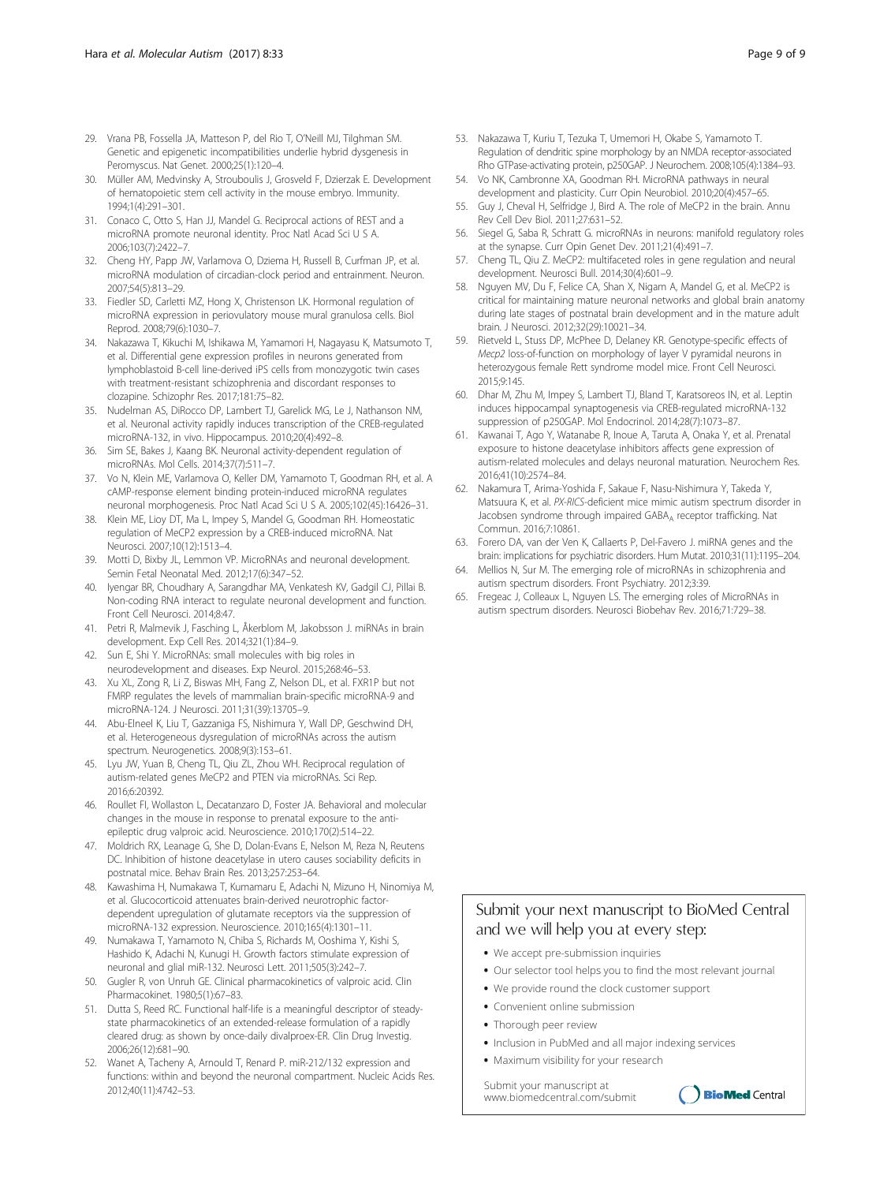29. Vrana PB, Fossella JA, Matteson P, del Rio T, O'Neill MJ, Tilghman SM. Genetic and epigenetic incompatibilities underlie hybrid dysgenesis in Peromyscus. Nat Genet. 2000;25(1):120–4.
30. Müller AM, Medvinsky A, Strouboulis J, Grosveld F, Dzierzak E. Development of hematopoietic stem cell activity in the mouse embryo. Immunity. 1994;1(4):291–301.
31. Conaco C, Otto S, Han JJ, Mandel G. Reciprocal actions of REST and a microRNA promote neuronal identity. Proc Natl Acad Sci U S A. 2006;103(7):2422–7.
32. Cheng HY, Papp JW, Varlamova O, Dziema H, Russell B, Curfman JP, et al. microRNA modulation of circadian-clock period and entrainment. Neuron. 2007;54(5):813–29.
33. Fiedler SD, Carletti MZ, Hong X, Christenson LK. Hormonal regulation of microRNA expression in periovulatory mouse mural granulosa cells. Biol Reprod. 2008;79(6):1030–7.
34. Nakazawa T, Kikuchi M, Ishikawa M, Yamamori H, Nagayasu K, Matsumoto T, et al. Differential gene expression profiles in neurons generated from lymphoblastoid B-cell line-derived iPS cells from monozygotic twin cases with treatment-resistant schizophrenia and discordant responses to clozapine. Schizophr Res. 2017;181:75–82.
35. Nudelman AS, DiRocco DP, Lambert TJ, Garelick MG, Le J, Nathanson NM, et al. Neuronal activity rapidly induces transcription of the CREB-regulated microRNA-132, in vivo. Hippocampus. 2010;20(4):492–8.
36. Sim SE, Bakes J, Kaang BK. Neuronal activity-dependent regulation of microRNAs. Mol Cells. 2014;37(7):511–7.
37. Vo N, Klein ME, Varlamova O, Keller DM, Yamamoto T, Goodman RH, et al. A cAMP-response element binding protein-induced microRNA regulates neuronal morphogenesis. Proc Natl Acad Sci U S A. 2005;102(45):16426–31.
38. Klein ME, Lioy DT, Ma L, Impey S, Mandel G, Goodman RH. Homeostatic regulation of MeCP2 expression by a CREB-induced microRNA. Nat Neurosci. 2007;10(12):1513–4.
39. Motti D, Bixby JL, Lemmon VP. MicroRNAs and neuronal development. Semin Fetal Neonatal Med. 2012;17(6):347–52.
40. Iyengar BR, Choudhary A, Sarangdhar MA, Venkatesh KV, Gadgil CJ, Pillai B. Non-coding RNA interact to regulate neuronal development and function. Front Cell Neurosci. 2014;8:47.
41. Petri R, Malmevik J, Fasching L, Åkerblom M, Jakobsson J. miRNAs in brain development. Exp Cell Res. 2014;321(1):84–9.
42. Sun E, Shi Y. MicroRNAs: small molecules with big roles in neurodevelopment and diseases. Exp Neurol. 2015;268:46–53.
43. Xu XL, Zong R, Li Z, Biswas MH, Fang Z, Nelson DL, et al. FXR1P but not FMRP regulates the levels of mammalian brain-specific microRNA-9 and microRNA-124. J Neurosci. 2011;31(39):13705–9.
44. Abu-Elneel K, Liu T, Gazzaniga FS, Nishimura Y, Wall DP, Geschwind DH, et al. Heterogeneous dysregulation of microRNAs across the autism spectrum. Neurogenetics. 2008;9(3):153–61.
45. Lyu JW, Yuan B, Cheng TL, Qiu ZL, Zhou WH. Reciprocal regulation of autism-related genes MeCP2 and PTEN via microRNAs. Sci Rep. 2016;6:20392.
46. Roullet FI, Wollaston L, Decatanzaro D, Foster JA. Behavioral and molecular changes in the mouse in response to prenatal exposure to the anti-epileptic drug valproic acid. Neuroscience. 2010;170(2):514–22.
47. Moldrich RX, Leanage G, She D, Dolan-Evans E, Nelson M, Reza N, Reutens DC. Inhibition of histone deacetylase in utero causes sociability deficits in postnatal mice. Behav Brain Res. 2013;257:253–64.
48. Kawashima H, Numakawa T, Kumamaru E, Adachi N, Mizuno H, Ninomiya M, et al. Glucocorticoid attenuates brain-derived neurotrophic factor-dependent upregulation of glutamate receptors via the suppression of microRNA-132 expression. Neuroscience. 2010;165(4):1301–11.
49. Numakawa T, Yamamoto N, Chiba S, Richards M, Ooshima Y, Kishi S, Hashido K, Adachi N, Kunugi H. Growth factors stimulate expression of neuronal and glial miR-132. Neurosci Lett. 2011;505(3):242–7.
50. Gugler R, von Unruh GE. Clinical pharmacokinetics of valproic acid. Clin Pharmacokinet. 1980;5(1):67–83.
51. Dutta S, Reed RC. Functional half-life is a meaningful descriptor of steady-state pharmacokinetics of an extended-release formulation of a rapidly cleared drug: as shown by once-daily divalproex-ER. Clin Drug Investig. 2006;26(12):681–90.
52. Wanet A, Tacheny A, Arnould T, Renard P. miR-212/132 expression and functions: within and beyond the neuronal compartment. Nucleic Acids Res. 2012;40(11):4742–53.
53. Nakazawa T, Kuriu T, Tezuka T, Umemori H, Okabe S, Yamamoto T. Regulation of dendritic spine morphology by an NMDA receptor-associated Rho GTPase-activating protein, p250GAP. J Neurochem. 2008;105(4):1384–93.
54. Vo NK, Cambronne XA, Goodman RH. MicroRNA pathways in neural development and plasticity. Curr Opin Neurobiol. 2010;20(4):457–65.
55. Guy J, Cheval H, Selfridge J, Bird A. The role of MeCP2 in the brain. Annu Rev Cell Dev Biol. 2011;27:631–52.
56. Siegel G, Saba R, Schratt G. microRNAs in neurons: manifold regulatory roles at the synapse. Curr Opin Genet Dev. 2011;21(4):491–7.
57. Cheng TL, Qiu Z. MeCP2: multifaceted roles in gene regulation and neural development. Neurosci Bull. 2014;30(4):601–9.
58. Nguyen MV, Du F, Felice CA, Shan X, Nigam A, Mandel G, et al. MeCP2 is critical for maintaining mature neuronal networks and global brain anatomy during late stages of postnatal brain development and in the mature adult brain. J Neurosci. 2012;32(29):10021–34.
59. Rietveld L, Stuss DP, McPhee D, Delaney KR. Genotype-specific effects of *Mecp2* loss-of-function on morphology of layer V pyramidal neurons in heterozygous female Rett syndrome model mice. Front Cell Neurosci. 2015;9:145.
60. Dhar M, Zhu M, Impey S, Lambert TJ, Bland T, Karatsoreos IN, et al. Leptin induces hippocampal synaptogenesis via CREB-regulated microRNA-132 suppression of p250GAP. Mol Endocrinol. 2014;28(7):1073–87.
61. Kawanai T, Ago Y, Watanabe R, Inoue A, Taruta A, Onaka Y, et al. Prenatal exposure to histone deacetylase inhibitors affects gene expression of autism-related molecules and delays neuronal maturation. Neurochem Res. 2016;41(10):2574–84.
62. Nakamura T, Arima-Yoshida F, Sakaue F, Nasu-Nishimura Y, Takeda Y, Matsuura K, et al. *PX-RICS*-deficient mice mimic autism spectrum disorder in Jacobsen syndrome through impaired $GABA_A$ receptor trafficking. Nat Commun. 2016;7:10861.
63. Forero DA, van der Ven K, Callaerts P, Del-Favero J. miRNA genes and the brain: implications for psychiatric disorders. Hum Mutat. 2010;31(11):1195–204.
64. Mellios N, Sur M. The emerging role of microRNAs in schizophrenia and autism spectrum disorders. Front Psychiatry. 2012;3:39.
65. Fregeac J, Colleaux L, Nguyen LS. The emerging roles of MicroRNAs in autism spectrum disorders. Neurosci Biobehav Rev. 2016;71:729–38.

Submit your next manuscript to BioMed Central and we will help you at every step:

- We accept pre-submission inquiries
- Our selector tool helps you to find the most relevant journal
- We provide round the clock customer support
- Convenient online submission
- Thorough peer review
- Inclusion in PubMed and all major indexing services
- Maximum visibility for your research

Submit your manuscript at www.biomedcentral.com/submit

BioMed Central